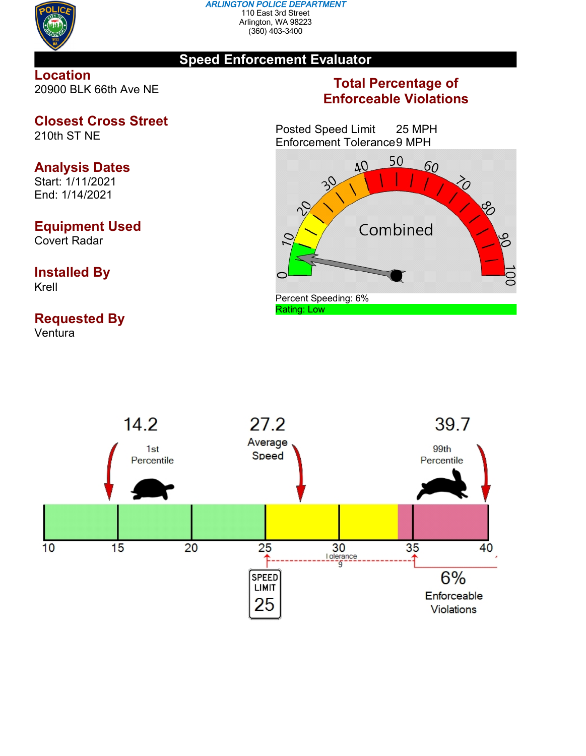ARLINGTON POLICE DEPARTMENT
110 East 3rd Street
Arlington, WA 98223
(360) 403-3400

# Speed Enforcement Evaluator

## Location
20900 BLK 66th Ave NE

## Closest Cross Street
210th ST NE

## Analysis Dates
Start: 1/11/2021
End: 1/14/2021

## Equipment Used
Covert Radar

## Installed By
Krell

## Requested By
Ventura

## Total Percentage of Enforceable Violations

Posted Speed Limit 25 MPH
Enforcement Tolerance 9 MPH

Combined

Percent Speeding: 6%
Rating: Low

14.2 — 1st Percentile

27.2 — Average Speed

39.7 — 99th Percentile

Tolerance 9

SPEED LIMIT 25

6% Enforceable Violations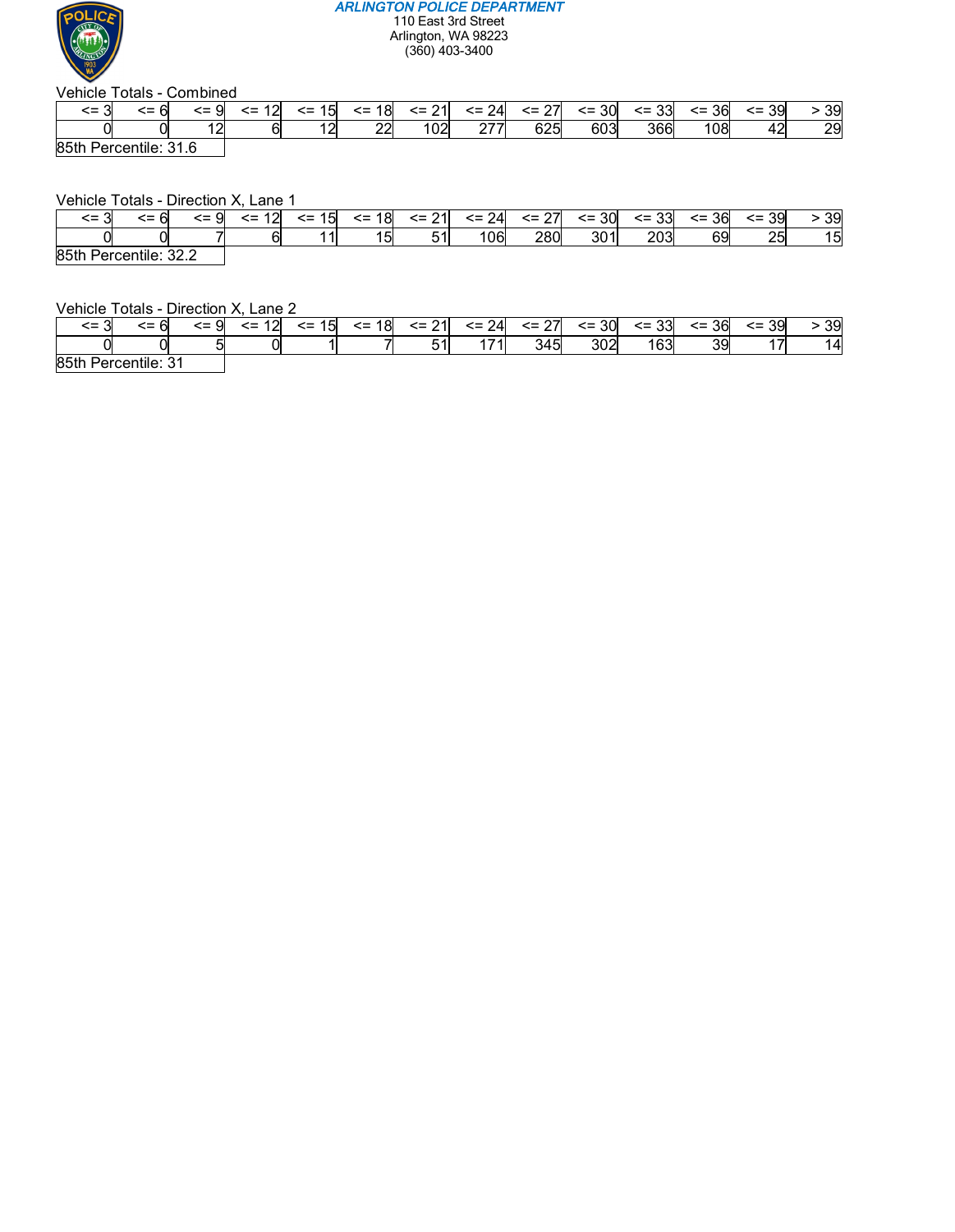**ARLINGTON POLICE DEPARTMENT**
110 East 3rd Street
Arlington, WA 98223
(360) 403-3400

Vehicle Totals - Combined

| <= 3 | <= 6 | <= 9 | <= 12 | <= 15 | <= 18 | <= 21 | <= 24 | <= 27 | <= 30 | <= 33 | <= 36 | <= 39 | > 39 |
|---|---|---|---|---|---|---|---|---|---|---|---|---|---|
| 0 | 0 | 12 | 6 | 12 | 22 | 102 | 277 | 625 | 603 | 366 | 108 | 42 | 29 |

85th Percentile: 31.6

Vehicle Totals - Direction X, Lane 1

| <= 3 | <= 6 | <= 9 | <= 12 | <= 15 | <= 18 | <= 21 | <= 24 | <= 27 | <= 30 | <= 33 | <= 36 | <= 39 | > 39 |
|---|---|---|---|---|---|---|---|---|---|---|---|---|---|
| 0 | 0 | 7 | 6 | 11 | 15 | 51 | 106 | 280 | 301 | 203 | 69 | 25 | 15 |

85th Percentile: 32.2

Vehicle Totals - Direction X, Lane 2

| <= 3 | <= 6 | <= 9 | <= 12 | <= 15 | <= 18 | <= 21 | <= 24 | <= 27 | <= 30 | <= 33 | <= 36 | <= 39 | > 39 |
|---|---|---|---|---|---|---|---|---|---|---|---|---|---|
| 0 | 0 | 5 | 0 | 1 | 7 | 51 | 171 | 345 | 302 | 163 | 39 | 17 | 14 |

85th Percentile: 31